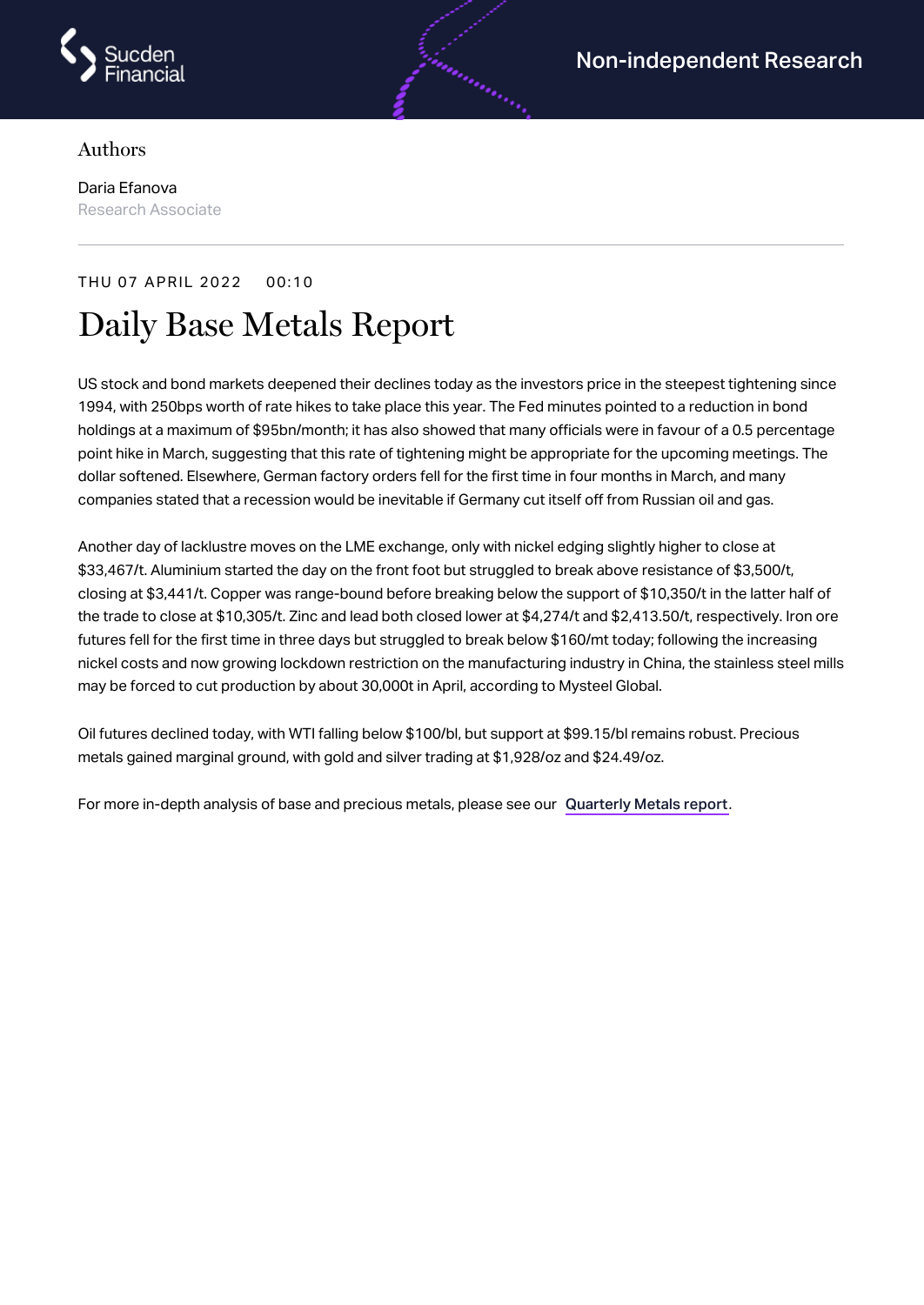Non-independent Research

Authors

Daria Efanova
Research Associate

THU 07 APRIL 2022 00:10

# Daily Base Metals Report

US stock and bond markets deepened their declines today as the investors price in the steepest tightening since 1994, with 250bps worth of rate hikes to take place this year. The Fed minutes pointed to a reduction in bond holdings at a maximum of $95bn/month; it has also showed that many officials were in favour of a 0.5 percentage point hike in March, suggesting that this rate of tightening might be appropriate for the upcoming meetings. The dollar softened. Elsewhere, German factory orders fell for the first time in four months in March, and many companies stated that a recession would be inevitable if Germany cut itself off from Russian oil and gas.

Another day of lacklustre moves on the LME exchange, only with nickel edging slightly higher to close at $33,467/t. Aluminium started the day on the front foot but struggled to break above resistance of $3,500/t, closing at $3,441/t. Copper was range-bound before breaking below the support of $10,350/t in the latter half of the trade to close at $10,305/t. Zinc and lead both closed lower at $4,274/t and $2,413.50/t, respectively. Iron ore futures fell for the first time in three days but struggled to break below $160/mt today; following the increasing nickel costs and now growing lockdown restriction on the manufacturing industry in China, the stainless steel mills may be forced to cut production by about 30,000t in April, according to Mysteel Global.

Oil futures declined today, with WTI falling below $100/bl, but support at $99.15/bl remains robust. Precious metals gained marginal ground, with gold and silver trading at $1,928/oz and $24.49/oz.

For more in-depth analysis of base and precious metals, please see our Quarterly Metals report.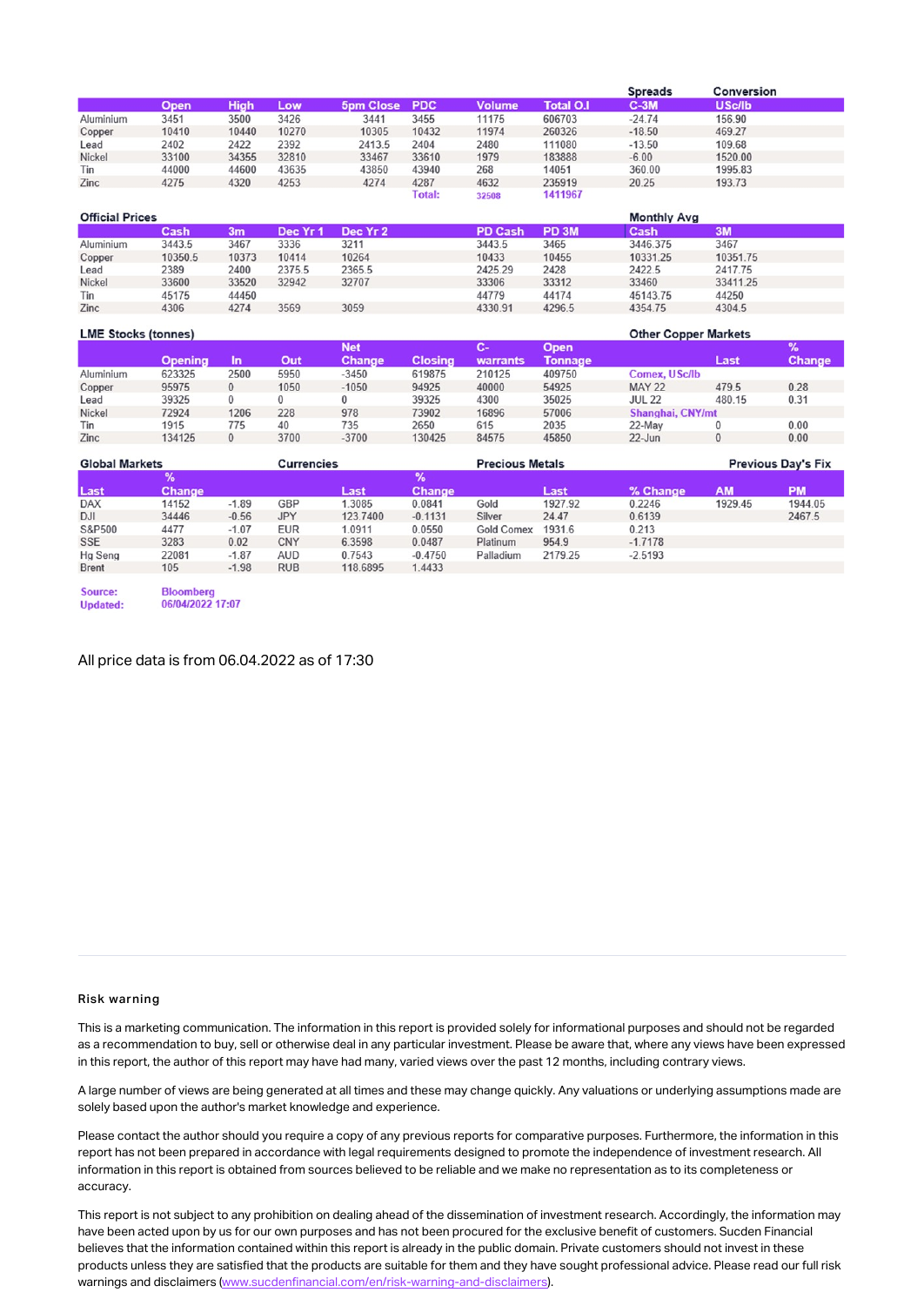| | Open | High | Low | 5pm Close | PDC | Volume | Total O.I | Spreads C-3M | Conversion USc/lb |
|---|---|---|---|---|---|---|---|---|---|
| Aluminium | 3451 | 3500 | 3426 | 3441 | 3455 | 11175 | 606703 | -24.74 | 156.90 |
| Copper | 10410 | 10440 | 10270 | 10305 | 10432 | 11974 | 260326 | -18.50 | 469.27 |
| Lead | 2402 | 2422 | 2392 | 2413.5 | 2404 | 2480 | 111080 | -13.50 | 109.68 |
| Nickel | 33100 | 34355 | 32810 | 33467 | 33610 | 1979 | 183888 | -6.00 | 1520.00 |
| Tin | 44000 | 44600 | 43635 | 43850 | 43940 | 268 | 14051 | 360.00 | 1995.83 |
| Zinc | 4275 | 4320 | 4253 | 4274 | 4287 | 4632 | 235919 | 20.25 | 193.73 |
| | | | | | Total: | 32508 | 1411967 | | |

**Official Prices**

| | Cash | 3m | Dec Yr 1 | Dec Yr 2 | PD Cash | PD 3M | Monthly Avg Cash | Monthly Avg 3M |
|---|---|---|---|---|---|---|---|---|
| Aluminium | 3443.5 | 3467 | 3336 | 3211 | 3443.5 | 3465 | 3446.375 | 3467 |
| Copper | 10350.5 | 10373 | 10414 | 10264 | 10433 | 10455 | 10331.25 | 10351.75 |
| Lead | 2389 | 2400 | 2375.5 | 2365.5 | 2425.29 | 2428 | 2422.5 | 2417.75 |
| Nickel | 33600 | 33520 | 32942 | 32707 | 33306 | 33312 | 33460 | 33411.25 |
| Tin | 45175 | 44450 | | | 44779 | 44174 | 45143.75 | 44250 |
| Zinc | 4306 | 4274 | 3569 | 3059 | 4330.91 | 4296.5 | 4354.75 | 4304.5 |

**LME Stocks (tonnes)**

| | Opening | In | Out | Net Change | Closing | C-warrants | Open Tonnage |
|---|---|---|---|---|---|---|---|
| Aluminium | 623325 | 2500 | 5950 | -3450 | 619875 | 210125 | 409750 |
| Copper | 95975 | 0 | 1050 | -1050 | 94925 | 40000 | 54925 |
| Lead | 39325 | 0 | 0 | 0 | 39325 | 4300 | 35025 |
| Nickel | 72924 | 1206 | 228 | 978 | 73902 | 16896 | 57006 |
| Tin | 1915 | 775 | 40 | 735 | 2650 | 615 | 2035 |
| Zinc | 134125 | 0 | 3700 | -3700 | 130425 | 84575 | 45850 |

**Other Copper Markets**

| | Last | % Change |
|---|---|---|
| Comex, USc/lb | | |
| MAY 22 | 479.5 | 0.28 |
| JUL 22 | 480.15 | 0.31 |
| Shanghai, CNY/mt | | |
| 22-May | 0 | 0.00 |
| 22-Jun | 0 | 0.00 |

**Global Markets**

| | Last | % Change |
|---|---|---|
| DAX | 14152 | -1.89 |
| DJI | 34446 | -0.56 |
| S&P500 | 4477 | -1.07 |
| SSE | 3283 | 0.02 |
| Hg Seng | 22081 | -1.87 |
| Brent | 105 | -1.98 |

**Currencies**

| | Last | % Change |
|---|---|---|
| GBP | 1.3085 | 0.0841 |
| JPY | 123.7400 | -0.1131 |
| EUR | 1.0911 | 0.0550 |
| CNY | 6.3598 | 0.0487 |
| AUD | 0.7543 | -0.4750 |
| RUB | 118.6895 | 1.4433 |

**Precious Metals**

| | Last | % Change | Previous Day's Fix AM | Previous Day's Fix PM |
|---|---|---|---|---|
| Gold | 1927.92 | 0.2246 | 1929.45 | 1944.05 |
| Silver | 24.47 | 0.6139 | | 2467.5 |
| Gold Comex | 1931.6 | 0.213 | | |
| Platinum | 954.9 | -1.7178 | | |
| Palladium | 2179.25 | -2.5193 | | |

Source: Bloomberg
Updated: 06/04/2022 17:07

All price data is from 06.04.2022 as of 17:30

### Risk warning

This is a marketing communication. The information in this report is provided solely for informational purposes and should not be regarded as a recommendation to buy, sell or otherwise deal in any particular investment. Please be aware that, where any views have been expressed in this report, the author of this report may have had many, varied views over the past 12 months, including contrary views.

A large number of views are being generated at all times and these may change quickly. Any valuations or underlying assumptions made are solely based upon the author's market knowledge and experience.

Please contact the author should you require a copy of any previous reports for comparative purposes. Furthermore, the information in this report has not been prepared in accordance with legal requirements designed to promote the independence of investment research. All information in this report is obtained from sources believed to be reliable and we make no representation as to its completeness or accuracy.

This report is not subject to any prohibition on dealing ahead of the dissemination of investment research. Accordingly, the information may have been acted upon by us for our own purposes and has not been procured for the exclusive benefit of customers. Sucden Financial believes that the information contained within this report is already in the public domain. Private customers should not invest in these products unless they are satisfied that the products are suitable for them and they have sought professional advice. Please read our full risk warnings and disclaimers (www.sucdenfinancial.com/en/risk-warning-and-disclaimers).